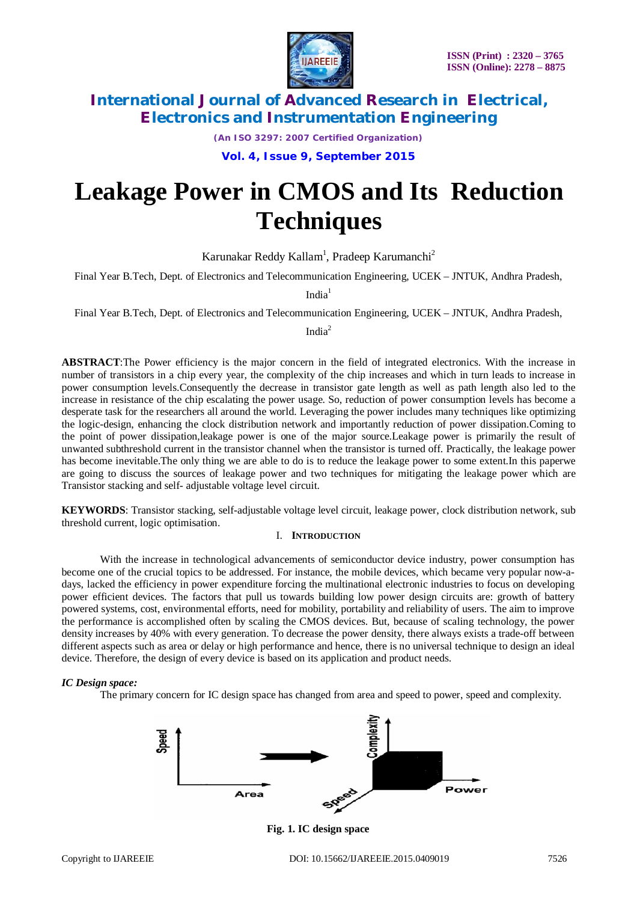# Leakage Power in CMOS and Its Reduction Techniques

Karunakar Reddy Kallam[1], Pradeep Karumanchi[2]

Final Year B.Tech, Dept. of Electronics and Telecommunication Engineering, UCEK – JNTUK, Andhra Pradesh, India[1]

Final Year B.Tech, Dept. of Electronics and Telecommunication Engineering, UCEK – JNTUK, Andhra Pradesh, India[2]

**ABSTRACT**:The Power efficiency is the major concern in the field of integrated electronics. With the increase in number of transistors in a chip every year, the complexity of the chip increases and which in turn leads to increase in power consumption levels.Consequently the decrease in transistor gate length as well as path length also led to the increase in resistance of the chip escalating the power usage. So, reduction of power consumption levels has become a desperate task for the researchers all around the world. Leveraging the power includes many techniques like optimizing the logic-design, enhancing the clock distribution network and importantly reduction of power dissipation.Coming to the point of power dissipation,leakage power is one of the major source.Leakage power is primarily the result of unwanted subthreshold current in the transistor channel when the transistor is turned off. Practically, the leakage power has become inevitable.The only thing we are able to do is to reduce the leakage power to some extent.In this paperwe are going to discuss the sources of leakage power and two techniques for mitigating the leakage power which are Transistor stacking and self- adjustable voltage level circuit.

**KEYWORDS**: Transistor stacking, self-adjustable voltage level circuit, leakage power, clock distribution network, sub threshold current, logic optimisation.

## I. INTRODUCTION

With the increase in technological advancements of semiconductor device industry, power consumption has become one of the crucial topics to be addressed. For instance, the mobile devices, which became very popular now-a-days, lacked the efficiency in power expenditure forcing the multinational electronic industries to focus on developing power efficient devices. The factors that pull us towards building low power design circuits are: growth of battery powered systems, cost, environmental efforts, need for mobility, portability and reliability of users. The aim to improve the performance is accomplished often by scaling the CMOS devices. But, because of scaling technology, the power density increases by 40% with every generation. To decrease the power density, there always exists a trade-off between different aspects such as area or delay or high performance and hence, there is no universal technique to design an ideal device. Therefore, the design of every device is based on its application and product needs.

### *IC Design space:*

The primary concern for IC design space has changed from area and speed to power, speed and complexity.

**Fig. 1. IC design space**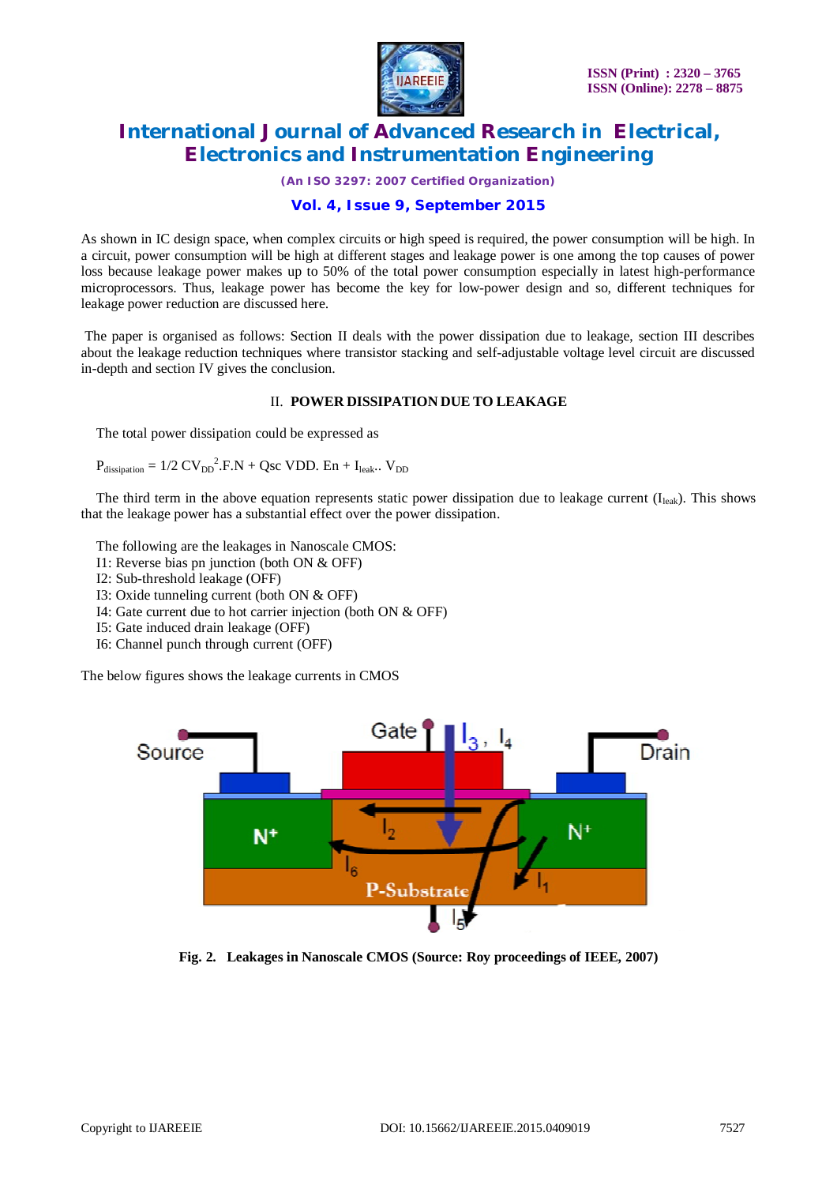As shown in IC design space, when complex circuits or high speed is required, the power consumption will be high. In a circuit, power consumption will be high at different stages and leakage power is one among the top causes of power loss because leakage power makes up to 50% of the total power consumption especially in latest high-performance microprocessors. Thus, leakage power has become the key for low-power design and so, different techniques for leakage power reduction are discussed here.

The paper is organised as follows: Section II deals with the power dissipation due to leakage, section III describes about the leakage reduction techniques where transistor stacking and self-adjustable voltage level circuit are discussed in-depth and section IV gives the conclusion.

## II. POWER DISSIPATION DUE TO LEAKAGE

The total power dissipation could be expressed as

$$P_{dissipation} = 1/2\, CV_{DD}^{2}.F.N + Qsc\ VDD.\ En + I_{leak}..\ V_{DD}$$

The third term in the above equation represents static power dissipation due to leakage current ($I_{leak}$). This shows that the leakage power has a substantial effect over the power dissipation.

The following are the leakages in Nanoscale CMOS:

I1: Reverse bias pn junction (both ON & OFF)
I2: Sub-threshold leakage (OFF)
I3: Oxide tunneling current (both ON & OFF)
I4: Gate current due to hot carrier injection (both ON & OFF)
I5: Gate induced drain leakage (OFF)
I6: Channel punch through current (OFF)

The below figures shows the leakage currents in CMOS

**Fig. 2. Leakages in Nanoscale CMOS (Source: Roy proceedings of IEEE, 2007)**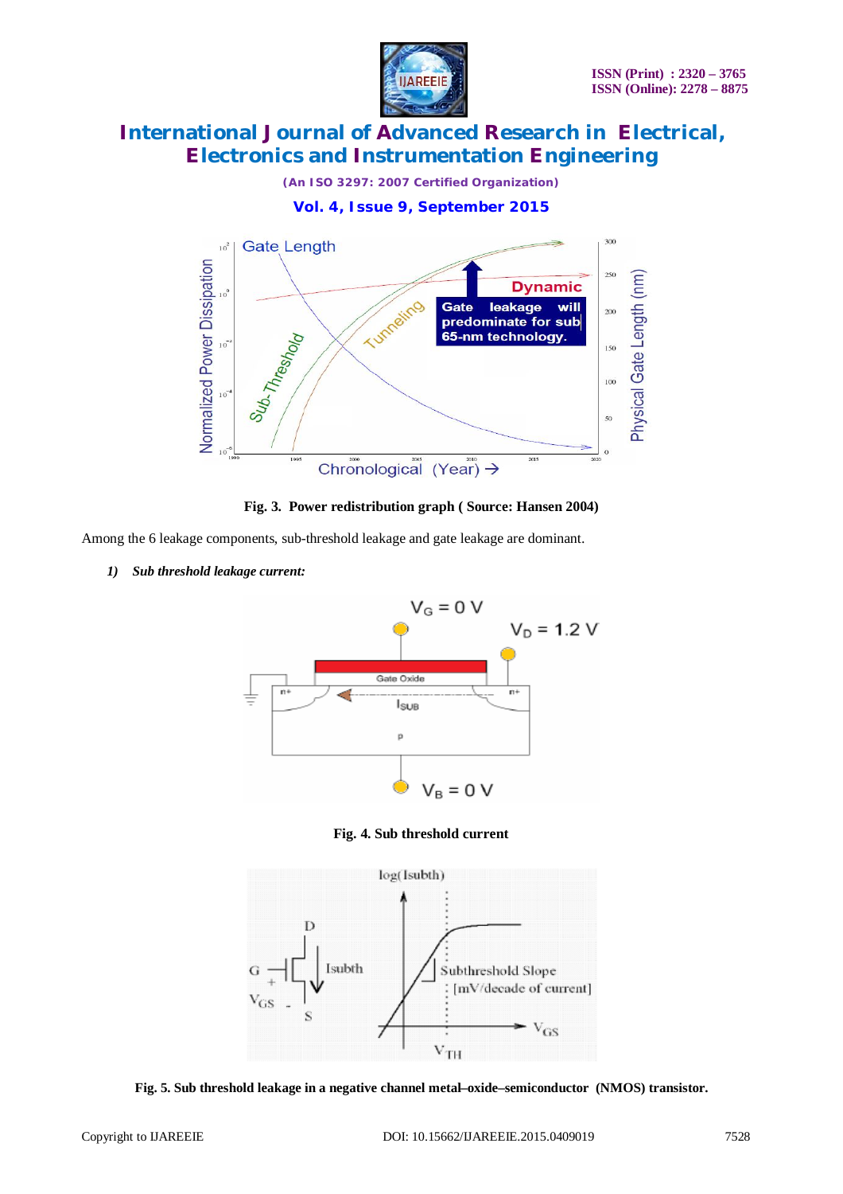Fig. 3.  Power redistribution graph ( Source: Hansen 2004)

Among the 6 leakage components, sub-threshold leakage and gate leakage are dominant.

***1) Sub threshold leakage current:***

Fig. 4. Sub threshold current

Fig. 5. Sub threshold leakage in a negative channel metal–oxide–semiconductor (NMOS) transistor.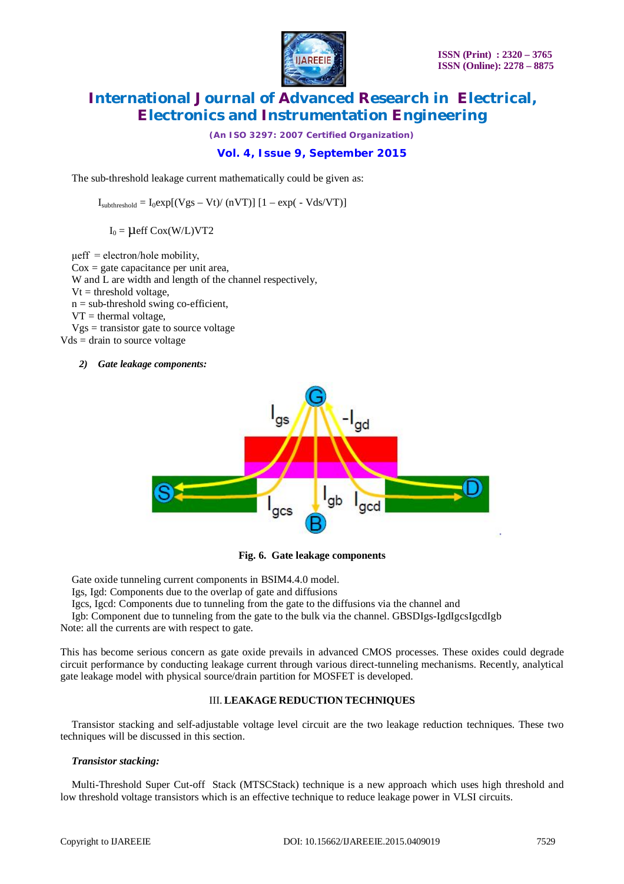The sub-threshold leakage current mathematically could be given as:

$$I_{subthreshold} = I_0 \exp[(Vgs - Vt)/(nVT)]\,[1 - \exp(-Vds/VT)]$$

$$I_0 = \mu eff\, Cox(W/L)VT2$$

μeff = electron/hole mobility,
Cox = gate capacitance per unit area,
W and L are width and length of the channel respectively,
Vt = threshold voltage,
n = sub-threshold swing co-efficient,
VT = thermal voltage,
Vgs = transistor gate to source voltage
Vds = drain to source voltage

### *2) Gate leakage components:*

**Fig. 6. Gate leakage components**

Gate oxide tunneling current components in BSIM4.4.0 model.
Igs, Igd: Components due to the overlap of gate and diffusions
Igcs, Igcd: Components due to tunneling from the gate to the diffusions via the channel and
Igb: Component due to tunneling from the gate to the bulk via the channel. GBSDIgs-IgdIgcsIgcdIgb
Note: all the currents are with respect to gate.

This has become serious concern as gate oxide prevails in advanced CMOS processes. These oxides could degrade circuit performance by conducting leakage current through various direct-tunneling mechanisms. Recently, analytical gate leakage model with physical source/drain partition for MOSFET is developed.

## III. LEAKAGE REDUCTION TECHNIQUES

Transistor stacking and self-adjustable voltage level circuit are the two leakage reduction techniques. These two techniques will be discussed in this section.

### *Transistor stacking:*

Multi-Threshold Super Cut-off Stack (MTSCStack) technique is a new approach which uses high threshold and low threshold voltage transistors which is an effective technique to reduce leakage power in VLSI circuits.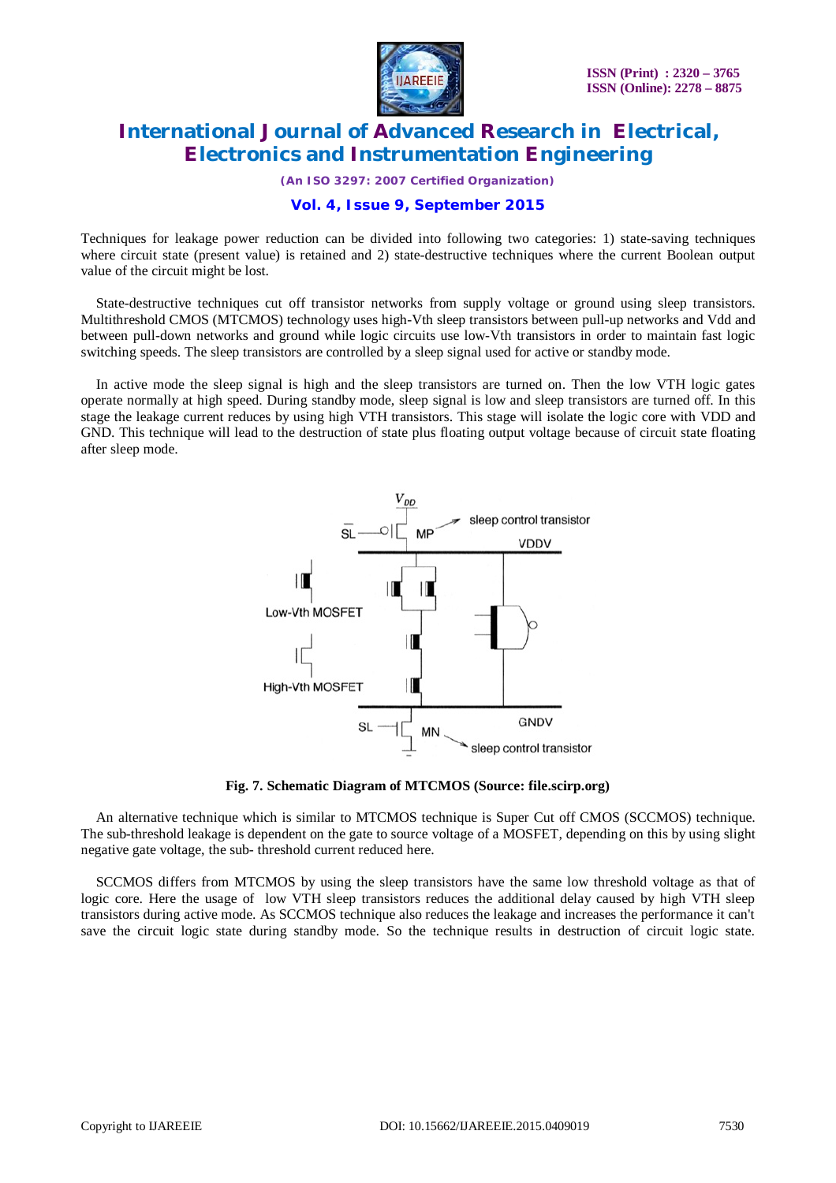Techniques for leakage power reduction can be divided into following two categories: 1) state-saving techniques where circuit state (present value) is retained and 2) state-destructive techniques where the current Boolean output value of the circuit might be lost.

State-destructive techniques cut off transistor networks from supply voltage or ground using sleep transistors. Multithreshold CMOS (MTCMOS) technology uses high-Vth sleep transistors between pull-up networks and Vdd and between pull-down networks and ground while logic circuits use low-Vth transistors in order to maintain fast logic switching speeds. The sleep transistors are controlled by a sleep signal used for active or standby mode.

In active mode the sleep signal is high and the sleep transistors are turned on. Then the low VTH logic gates operate normally at high speed. During standby mode, sleep signal is low and sleep transistors are turned off. In this stage the leakage current reduces by using high VTH transistors. This stage will isolate the logic core with VDD and GND. This technique will lead to the destruction of state plus floating output voltage because of circuit state floating after sleep mode.

**Fig. 7. Schematic Diagram of MTCMOS (Source: file.scirp.org)**

An alternative technique which is similar to MTCMOS technique is Super Cut off CMOS (SCCMOS) technique. The sub-threshold leakage is dependent on the gate to source voltage of a MOSFET, depending on this by using slight negative gate voltage, the sub- threshold current reduced here.

SCCMOS differs from MTCMOS by using the sleep transistors have the same low threshold voltage as that of logic core. Here the usage of low VTH sleep transistors reduces the additional delay caused by high VTH sleep transistors during active mode. As SCCMOS technique also reduces the leakage and increases the performance it can't save the circuit logic state during standby mode. So the technique results in destruction of circuit logic state.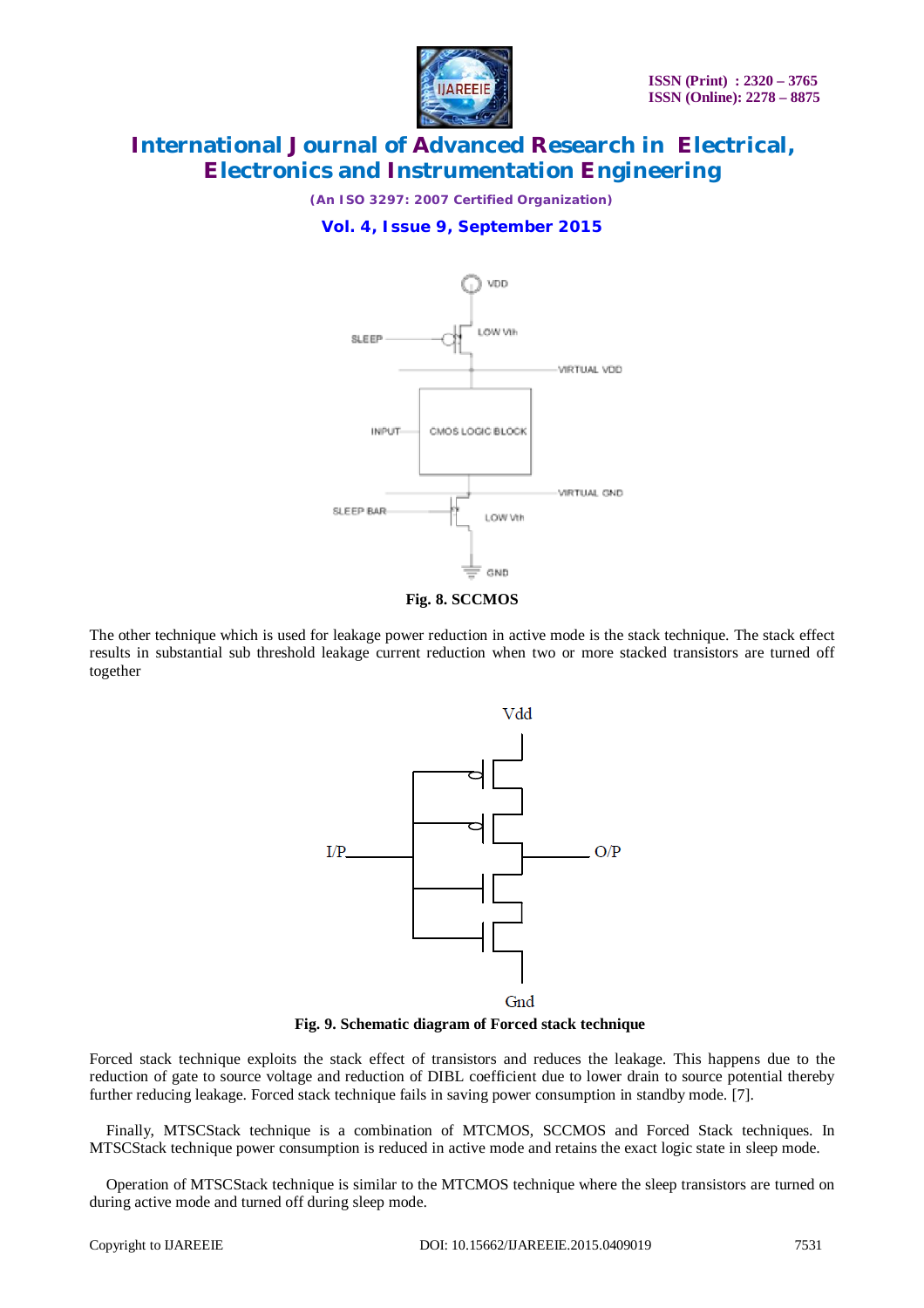Fig. 8. SCCMOS

The other technique which is used for leakage power reduction in active mode is the stack technique. The stack effect results in substantial sub threshold leakage current reduction when two or more stacked transistors are turned off together

Fig. 9. Schematic diagram of Forced stack technique

Forced stack technique exploits the stack effect of transistors and reduces the leakage. This happens due to the reduction of gate to source voltage and reduction of DIBL coefficient due to lower drain to source potential thereby further reducing leakage. Forced stack technique fails in saving power consumption in standby mode. [7].

Finally, MTSCStack technique is a combination of MTCMOS, SCCMOS and Forced Stack techniques. In MTSCStack technique power consumption is reduced in active mode and retains the exact logic state in sleep mode.

Operation of MTSCStack technique is similar to the MTCMOS technique where the sleep transistors are turned on during active mode and turned off during sleep mode.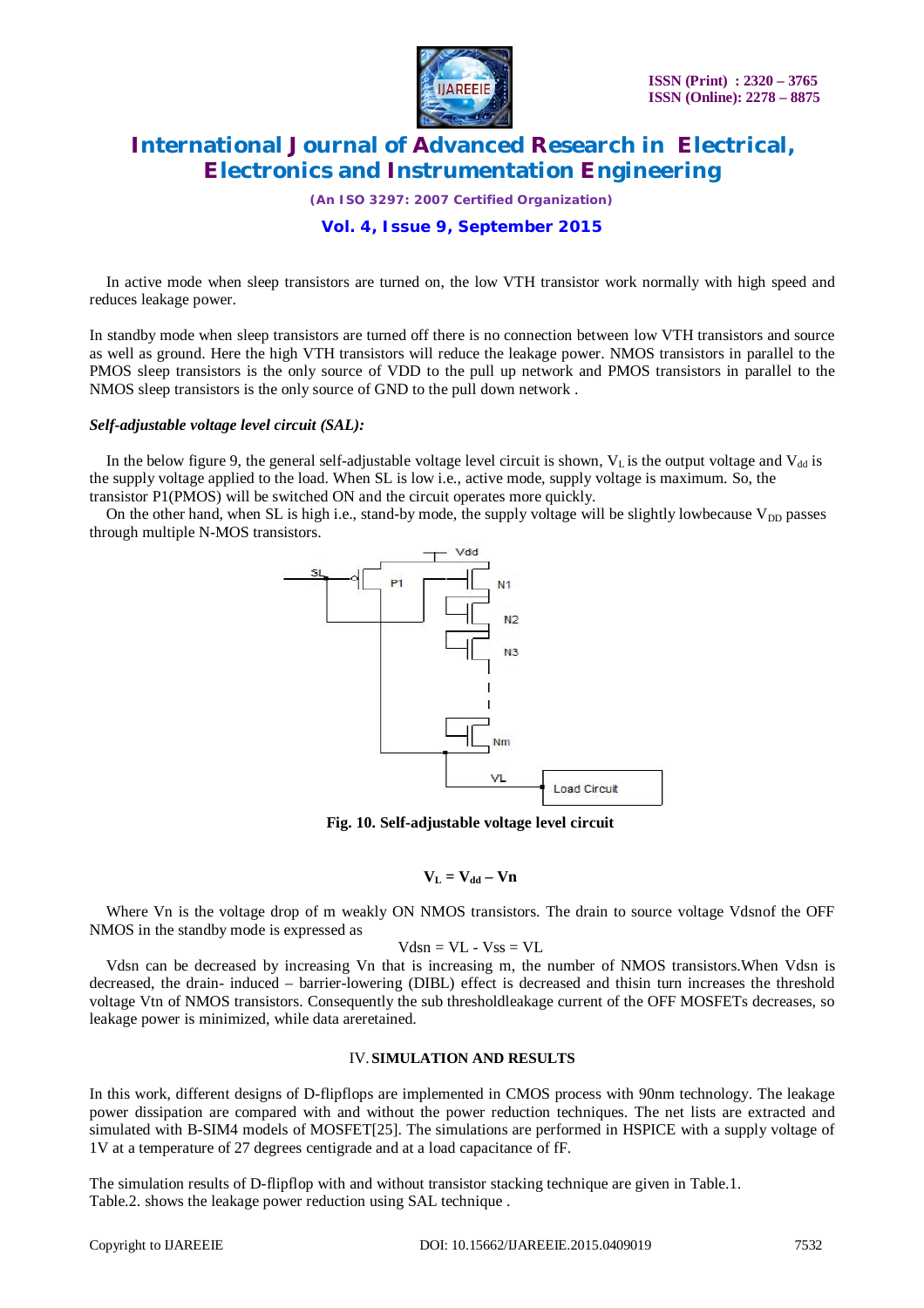In active mode when sleep transistors are turned on, the low VTH transistor work normally with high speed and reduces leakage power.

In standby mode when sleep transistors are turned off there is no connection between low VTH transistors and source as well as ground. Here the high VTH transistors will reduce the leakage power. NMOS transistors in parallel to the PMOS sleep transistors is the only source of VDD to the pull up network and PMOS transistors in parallel to the NMOS sleep transistors is the only source of GND to the pull down network .

***Self-adjustable voltage level circuit (SAL):***

In the below figure 9, the general self-adjustable voltage level circuit is shown, $V_L$ is the output voltage and $V_{dd}$ is the supply voltage applied to the load. When SL is low i.e., active mode, supply voltage is maximum. So, the transistor P1(PMOS) will be switched ON and the circuit operates more quickly.

On the other hand, when SL is high i.e., stand-by mode, the supply voltage will be slightly lowbecause $V_{DD}$ passes through multiple N-MOS transistors.

**Fig. 10. Self-adjustable voltage level circuit**

$$V_L = V_{dd} - Vn$$

Where Vn is the voltage drop of m weakly ON NMOS transistors. The drain to source voltage Vdsnof the OFF NMOS in the standby mode is expressed as

$$Vdsn = VL - Vss = VL$$

Vdsn can be decreased by increasing Vn that is increasing m, the number of NMOS transistors.When Vdsn is decreased, the drain- induced – barrier-lowering (DIBL) effect is decreased and thisin turn increases the threshold voltage Vtn of NMOS transistors. Consequently the sub thresholdleakage current of the OFF MOSFETs decreases, so leakage power is minimized, while data areretained.

## IV. SIMULATION AND RESULTS

In this work, different designs of D-flipflops are implemented in CMOS process with 90nm technology. The leakage power dissipation are compared with and without the power reduction techniques. The net lists are extracted and simulated with B-SIM4 models of MOSFET[25]. The simulations are performed in HSPICE with a supply voltage of 1V at a temperature of 27 degrees centigrade and at a load capacitance of fF.

The simulation results of D-flipflop with and without transistor stacking technique are given in Table.1. Table.2. shows the leakage power reduction using SAL technique .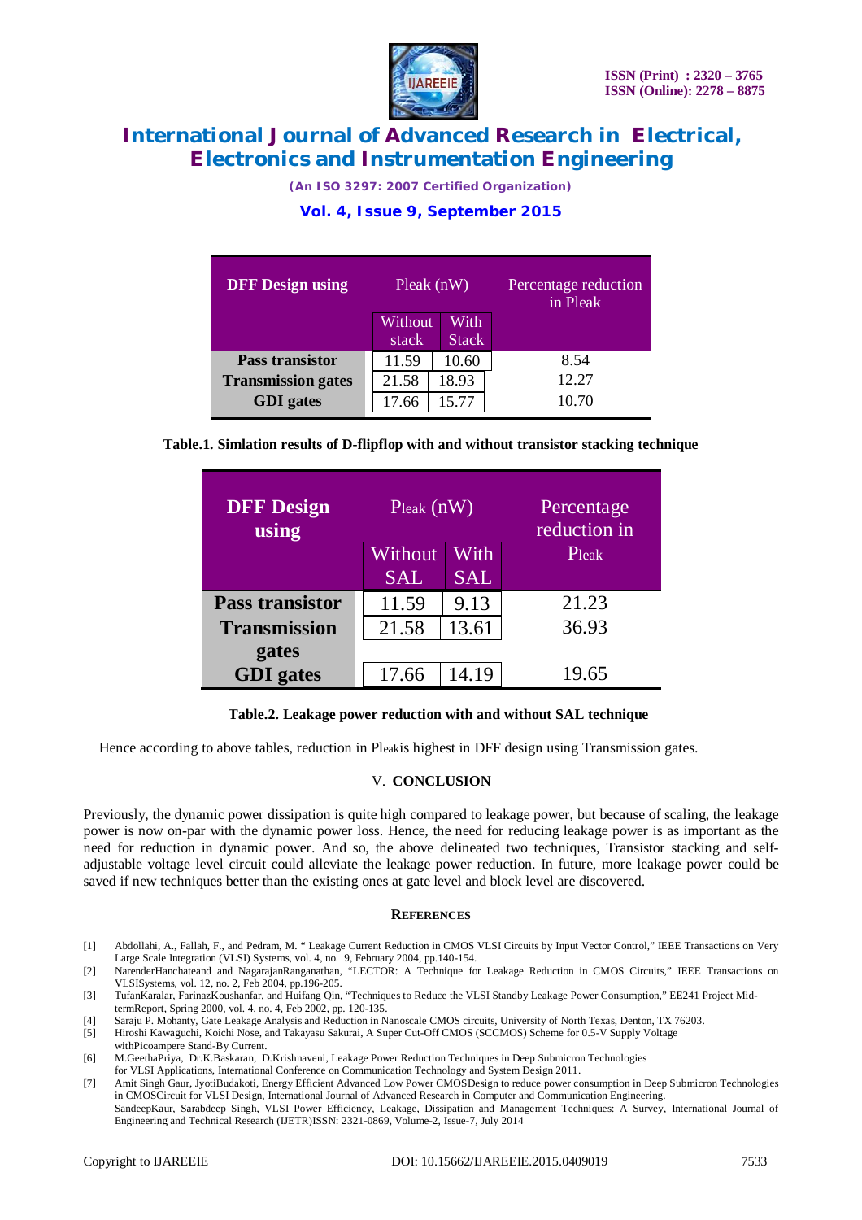| DFF Design using | Pleak (nW) | | Percentage reduction in Pleak |
|---|---|---|---|
| | Without stack | With Stack | |
| Pass transistor | 11.59 | 10.60 | 8.54 |
| Transmission gates | 21.58 | 18.93 | 12.27 |
| GDI gates | 17.66 | 15.77 | 10.70 |

**Table.1. Simlation results of D-flipflop with and without transistor stacking technique**

| DFF Design using | $P_{leak}$ (nW) | | Percentage reduction in $P_{leak}$ |
|---|---|---|---|
| | Without SAL | With SAL | |
| Pass transistor | 11.59 | 9.13 | 21.23 |
| Transmission gates | 21.58 | 13.61 | 36.93 |
| GDI gates | 17.66 | 14.19 | 19.65 |

**Table.2. Leakage power reduction with and without SAL technique**

Hence according to above tables, reduction in $P_{leak}$is highest in DFF design using Transmission gates.

## V. CONCLUSION

Previously, the dynamic power dissipation is quite high compared to leakage power, but because of scaling, the leakage power is now on-par with the dynamic power loss. Hence, the need for reducing leakage power is as important as the need for reduction in dynamic power. And so, the above delineated two techniques, Transistor stacking and self-adjustable voltage level circuit could alleviate the leakage power reduction. In future, more leakage power could be saved if new techniques better than the existing ones at gate level and block level are discovered.

## REFERENCES

[1] Abdollahi, A., Fallah, F., and Pedram, M. " Leakage Current Reduction in CMOS VLSI Circuits by Input Vector Control," IEEE Transactions on Very Large Scale Integration (VLSI) Systems, vol. 4, no. 9, February 2004, pp.140-154.

[2] NarenderHanchateand and NagarajanRanganathan, "LECTOR: A Technique for Leakage Reduction in CMOS Circuits," IEEE Transactions on VLSISystems, vol. 12, no. 2, Feb 2004, pp.196-205.

[3] TufanKaralar, FarinazKoushanfar, and Huifang Qin, "Techniques to Reduce the VLSI Standby Leakage Power Consumption," EE241 Project Mid-termReport, Spring 2000, vol. 4, no. 4, Feb 2002, pp. 120-135.

[4] Saraju P. Mohanty, Gate Leakage Analysis and Reduction in Nanoscale CMOS circuits, University of North Texas, Denton, TX 76203.

[5] Hiroshi Kawaguchi, Koichi Nose, and Takayasu Sakurai, A Super Cut-Off CMOS (SCCMOS) Scheme for 0.5-V Supply Voltage withPicoampere Stand-By Current.

[6] M.GeethaPriya, Dr.K.Baskaran, D.Krishnaveni, Leakage Power Reduction Techniques in Deep Submicron Technologies for VLSI Applications, International Conference on Communication Technology and System Design 2011.

[7] Amit Singh Gaur, JyotiBudakoti, Energy Efficient Advanced Low Power CMOSDesign to reduce power consumption in Deep Submicron Technologies in CMOSCircuit for VLSI Design, International Journal of Advanced Research in Computer and Communication Engineering. SandeepKaur, Sarabdeep Singh, VLSI Power Efficiency, Leakage, Dissipation and Management Techniques: A Survey, International Journal of Engineering and Technical Research (IJETR)ISSN: 2321-0869, Volume-2, Issue-7, July 2014